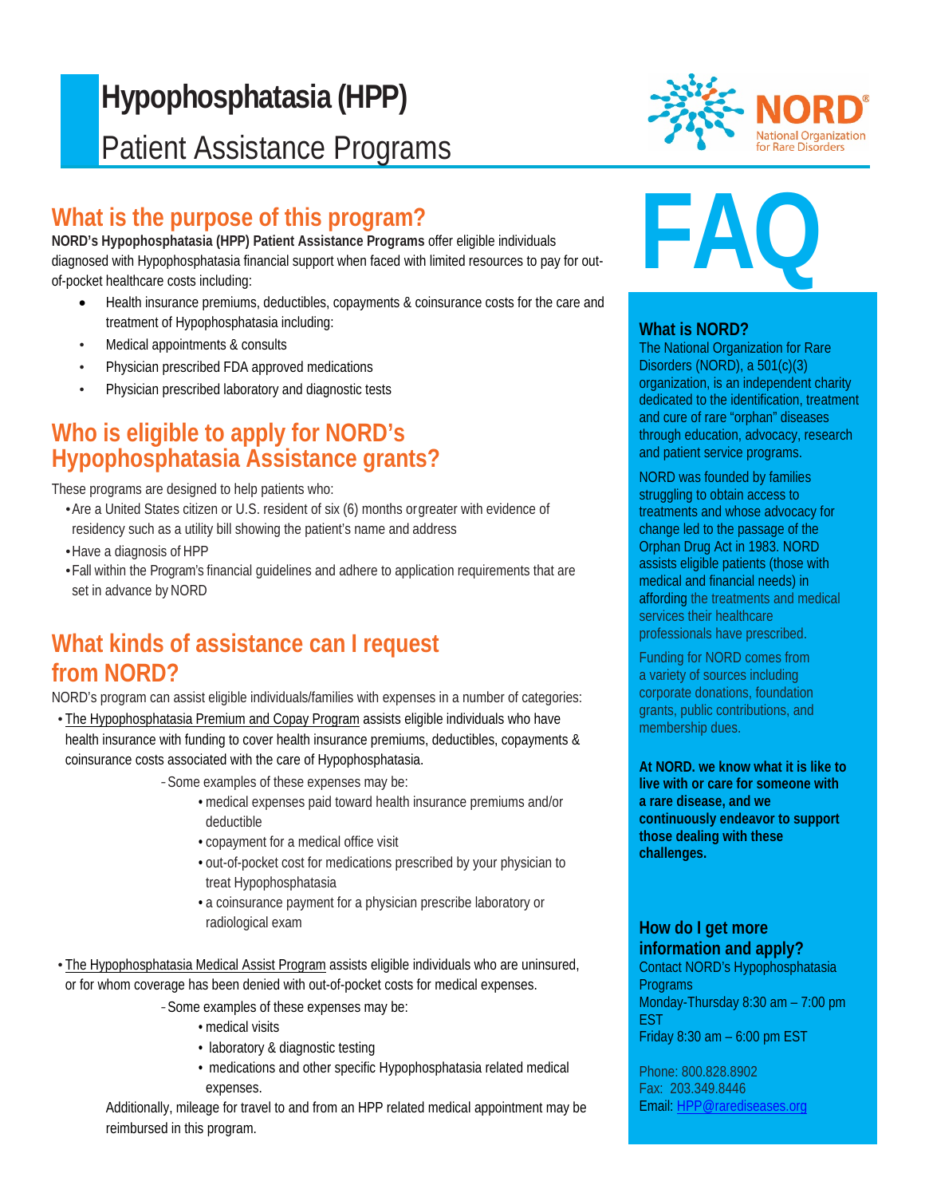# Hypophosphatasia (HPP)

## Patient Assistance Programs

NORD National Organization for Rare Disorders

## What is the purpose of this program?

**NORD's Hypophosphatasia (HPP) Patient Assistance Programs** offer eligible individuals diagnosed with Hypophosphatasia financial support when faced with limited resources to pay for out-of-pocket healthcare costs including:

- Health insurance premiums, deductibles, copayments & coinsurance costs for the care and treatment of Hypophosphatasia including:
- Medical appointments & consults
- Physician prescribed FDA approved medications
- Physician prescribed laboratory and diagnostic tests

## Who is eligible to apply for NORD's Hypophosphatasia Assistance grants?

These programs are designed to help patients who:

- Are a United States citizen or U.S. resident of six (6) months or greater with evidence of residency such as a utility bill showing the patient's name and address
- Have a diagnosis of HPP
- Fall within the Program's financial guidelines and adhere to application requirements that are set in advance by NORD

## What kinds of assistance can I request from NORD?

NORD's program can assist eligible individuals/families with expenses in a number of categories:

- The Hypophosphatasia Premium and Copay Program assists eligible individuals who have health insurance with funding to cover health insurance premiums, deductibles, copayments & coinsurance costs associated with the care of Hypophosphatasia.
  - Some examples of these expenses may be:
    - medical expenses paid toward health insurance premiums and/or deductible
    - copayment for a medical office visit
    - out-of-pocket cost for medications prescribed by your physician to treat Hypophosphatasia
    - a coinsurance payment for a physician prescribe laboratory or radiological exam
- The Hypophosphatasia Medical Assist Program assists eligible individuals who are uninsured, or for whom coverage has been denied with out-of-pocket costs for medical expenses.
  - Some examples of these expenses may be:
    - medical visits
    - laboratory & diagnostic testing
    - medications and other specific Hypophosphatasia related medical expenses.

  Additionally, mileage for travel to and from an HPP related medical appointment may be reimbursed in this program.

# FAQ

### What is NORD?

The National Organization for Rare Disorders (NORD), a 501(c)(3) organization, is an independent charity dedicated to the identification, treatment and cure of rare "orphan" diseases through education, advocacy, research and patient service programs.

NORD was founded by families struggling to obtain access to treatments and whose advocacy for change led to the passage of the Orphan Drug Act in 1983. NORD assists eligible patients (those with medical and financial needs) in affording the treatments and medical services their healthcare professionals have prescribed.

Funding for NORD comes from a variety of sources including corporate donations, foundation grants, public contributions, and membership dues.

**At NORD. we know what it is like to live with or care for someone with a rare disease, and we continuously endeavor to support those dealing with these challenges.**

### How do I get more information and apply?

Contact NORD's Hypophosphatasia Programs
Monday-Thursday 8:30 am – 7:00 pm EST
Friday 8:30 am – 6:00 pm EST

Phone: 800.828.8902
Fax: 203.349.8446
Email: HPP@rarediseases.org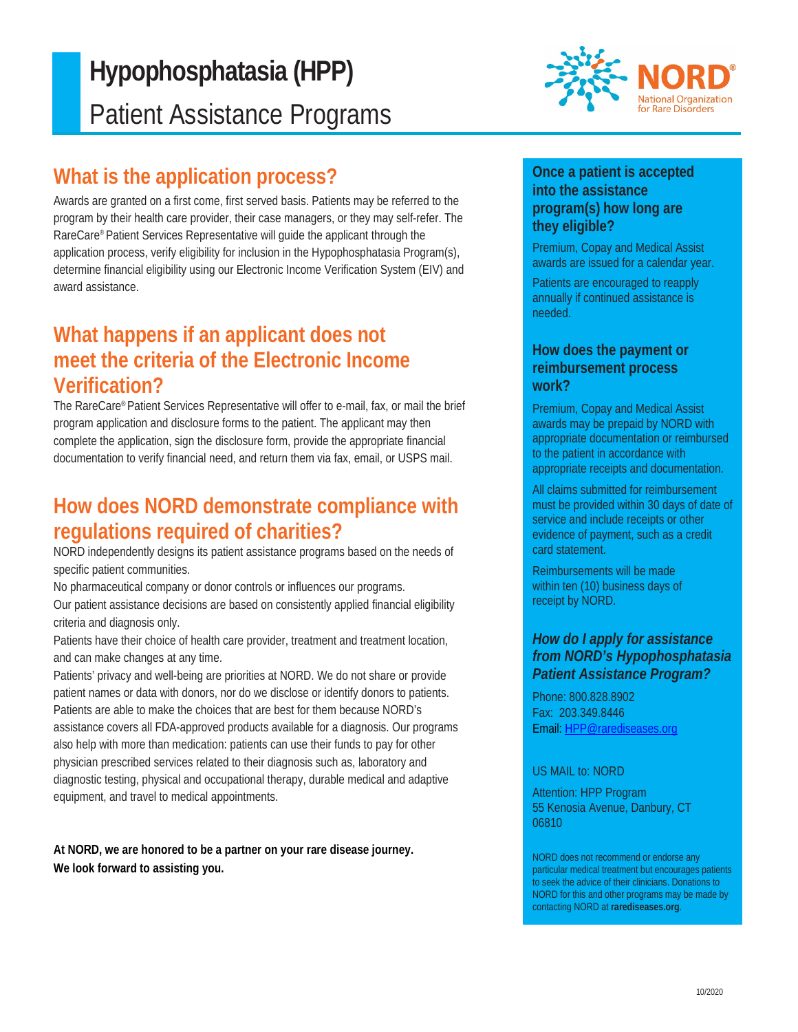# Hypophosphatasia (HPP)

Patient Assistance Programs

## What is the application process?

Awards are granted on a first come, first served basis. Patients may be referred to the program by their health care provider, their case managers, or they may self-refer. The RareCare® Patient Services Representative will guide the applicant through the application process, verify eligibility for inclusion in the Hypophosphatasia Program(s), determine financial eligibility using our Electronic Income Verification System (EIV) and award assistance.

## What happens if an applicant does not meet the criteria of the Electronic Income Verification?

The RareCare® Patient Services Representative will offer to e-mail, fax, or mail the brief program application and disclosure forms to the patient. The applicant may then complete the application, sign the disclosure form, provide the appropriate financial documentation to verify financial need, and return them via fax, email, or USPS mail.

## How does NORD demonstrate compliance with regulations required of charities?

NORD independently designs its patient assistance programs based on the needs of specific patient communities.

No pharmaceutical company or donor controls or influences our programs.

Our patient assistance decisions are based on consistently applied financial eligibility criteria and diagnosis only.

Patients have their choice of health care provider, treatment and treatment location, and can make changes at any time.

Patients' privacy and well-being are priorities at NORD. We do not share or provide patient names or data with donors, nor do we disclose or identify donors to patients.

Patients are able to make the choices that are best for them because NORD's assistance covers all FDA-approved products available for a diagnosis. Our programs also help with more than medication: patients can use their funds to pay for other physician prescribed services related to their diagnosis such as, laboratory and diagnostic testing, physical and occupational therapy, durable medical and adaptive equipment, and travel to medical appointments.

**At NORD, we are honored to be a partner on your rare disease journey. We look forward to assisting you.**

### Once a patient is accepted into the assistance program(s) how long are they eligible?

Premium, Copay and Medical Assist awards are issued for a calendar year.

Patients are encouraged to reapply annually if continued assistance is needed.

### How does the payment or reimbursement process work?

Premium, Copay and Medical Assist awards may be prepaid by NORD with appropriate documentation or reimbursed to the patient in accordance with appropriate receipts and documentation.

All claims submitted for reimbursement must be provided within 30 days of date of service and include receipts or other evidence of payment, such as a credit card statement.

Reimbursements will be made within ten (10) business days of receipt by NORD.

### *How do I apply for assistance from NORD's Hypophosphatasia Patient Assistance Program?*

Phone: 800.828.8902
Fax: 203.349.8446
Email: HPP@rarediseases.org

US MAIL to: NORD

Attention: HPP Program
55 Kenosia Avenue, Danbury, CT 06810

NORD does not recommend or endorse any particular medical treatment but encourages patients to seek the advice of their clinicians. Donations to NORD for this and other programs may be made by contacting NORD at **rarediseases.org**.

10/2020